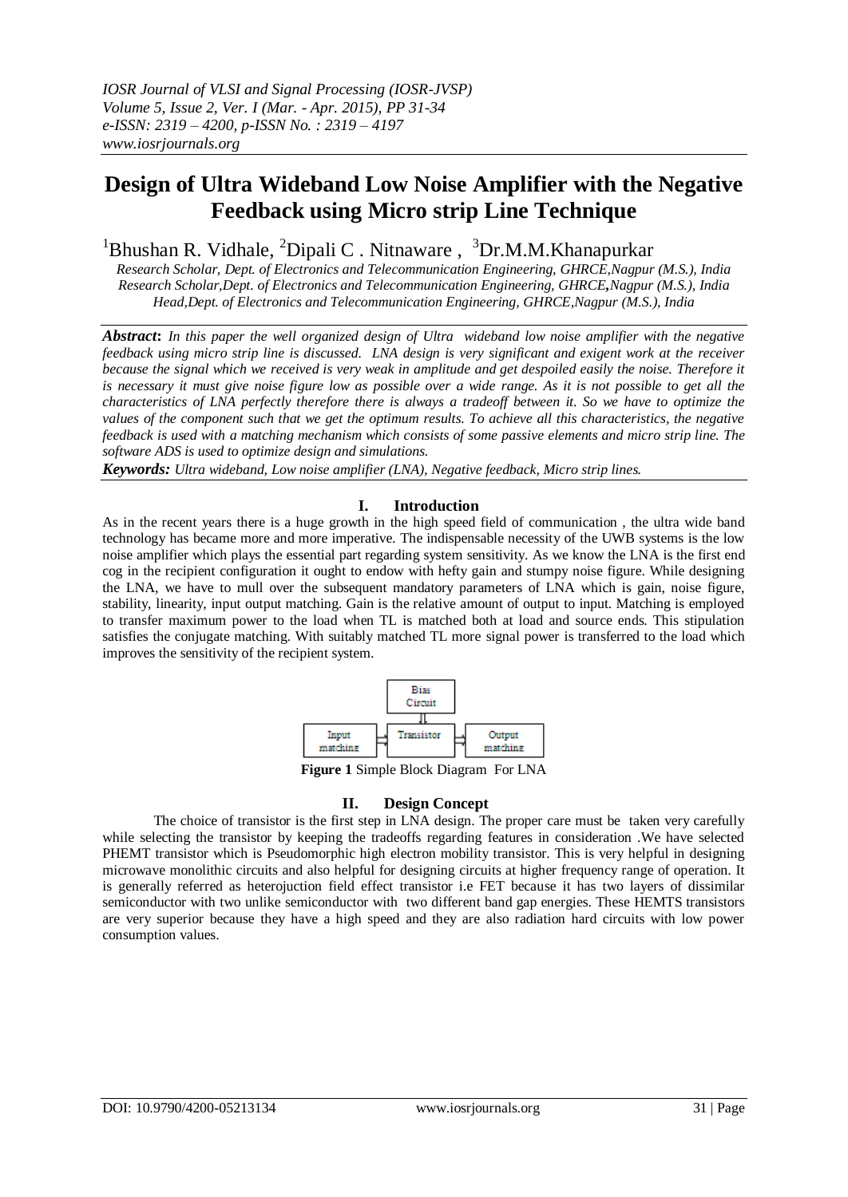# Design of Ultra Wideband Low Noise Amplifier with the Negative Feedback using Micro strip Line Technique

[1]Bhushan R. Vidhale, [2]Dipali C . Nitnaware , [3]Dr.M.M.Khanapurkar

*Research Scholar, Dept. of Electronics and Telecommunication Engineering, GHRCE,Nagpur (M.S.), India*
*Research Scholar,Dept. of Electronics and Telecommunication Engineering, GHRCE,Nagpur (M.S.), India*
*Head,Dept. of Electronics and Telecommunication Engineering, GHRCE,Nagpur (M.S.), India*

***Abstract*:** *In this paper the well organized design of Ultra wideband low noise amplifier with the negative feedback using micro strip line is discussed. LNA design is very significant and exigent work at the receiver because the signal which we received is very weak in amplitude and get despoiled easily the noise. Therefore it is necessary it must give noise figure low as possible over a wide range. As it is not possible to get all the characteristics of LNA perfectly therefore there is always a tradeoff between it. So we have to optimize the values of the component such that we get the optimum results. To achieve all this characteristics, the negative feedback is used with a matching mechanism which consists of some passive elements and micro strip line. The software ADS is used to optimize design and simulations.*

***Keywords:*** *Ultra wideband, Low noise amplifier (LNA), Negative feedback, Micro strip lines.*

## I. Introduction

As in the recent years there is a huge growth in the high speed field of communication , the ultra wide band technology has became more and more imperative. The indispensable necessity of the UWB systems is the low noise amplifier which plays the essential part regarding system sensitivity. As we know the LNA is the first end cog in the recipient configuration it ought to endow with hefty gain and stumpy noise figure. While designing the LNA, we have to mull over the subsequent mandatory parameters of LNA which is gain, noise figure, stability, linearity, input output matching. Gain is the relative amount of output to input. Matching is employed to transfer maximum power to the load when TL is matched both at load and source ends. This stipulation satisfies the conjugate matching. With suitably matched TL more signal power is transferred to the load which improves the sensitivity of the recipient system.

Bias Circuit

Input matching → Transistor → Output matching

**Figure 1** Simple Block Diagram For LNA

## II. Design Concept

The choice of transistor is the first step in LNA design. The proper care must be taken very carefully while selecting the transistor by keeping the tradeoffs regarding features in consideration .We have selected PHEMT transistor which is Pseudomorphic high electron mobility transistor. This is very helpful in designing microwave monolithic circuits and also helpful for designing circuits at higher frequency range of operation. It is generally referred as heterojuction field effect transistor i.e FET because it has two layers of dissimilar semiconductor with two unlike semiconductor with two different band gap energies. These HEMTS transistors are very superior because they have a high speed and they are also radiation hard circuits with low power consumption values.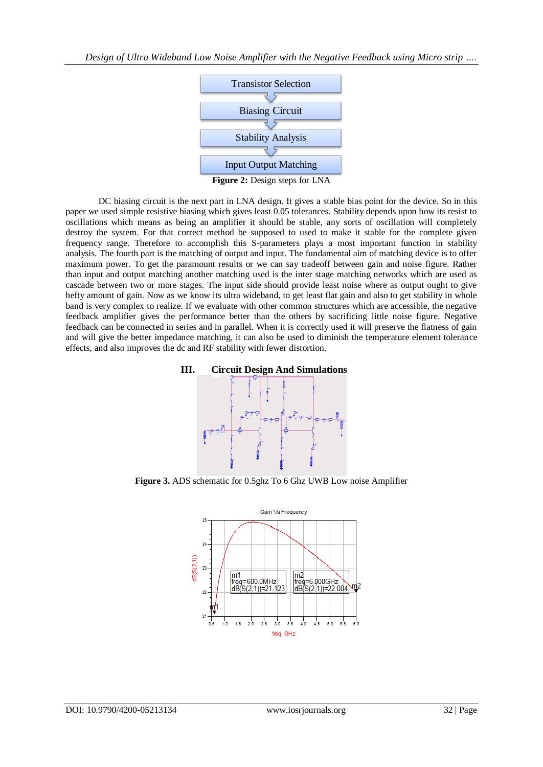Transistor Selection

Biasing Circuit

Stability Analysis

Input Output Matching

**Figure 2:** Design steps for LNA

DC biasing circuit is the next part in LNA design. It gives a stable bias point for the device. So in this paper we used simple resistive biasing which gives least 0.05 tolerances. Stability depends upon how its resist to oscillations which means as being an amplifier it should be stable, any sorts of oscillation will completely destroy the system. For that correct method be supposed to used to make it stable for the complete given frequency range. Therefore to accomplish this S-parameters plays a most important function in stability analysis. The fourth part is the matching of output and input. The fundamental aim of matching device is to offer maximum power. To get the paramount results or we can say tradeoff between gain and noise figure. Rather than input and output matching another matching used is the inter stage matching networks which are used as cascade between two or more stages. The input side should provide least noise where as output ought to give hefty amount of gain. Now as we know its ultra wideband, to get least flat gain and also to get stability in whole band is very complex to realize. If we evaluate with other common structures which are accessible, the negative feedback amplifier gives the performance better than the others by sacrificing little noise figure. Negative feedback can be connected in series and in parallel. When it is correctly used it will preserve the flatness of gain and will give the better impedance matching, it can also be used to diminish the temperature element tolerance effects, and also improves the dc and RF stability with fewer distortion.

## III. Circuit Design And Simulations

**Figure 3.** ADS schematic for 0.5ghz To 6 Ghz UWB Low noise Amplifier

Gain Vs Frequency

m1
freq=600.0MHz
dB(S(2,1))=21.123

m2
freq=6.000GHz
dB(S(2,1))=22.004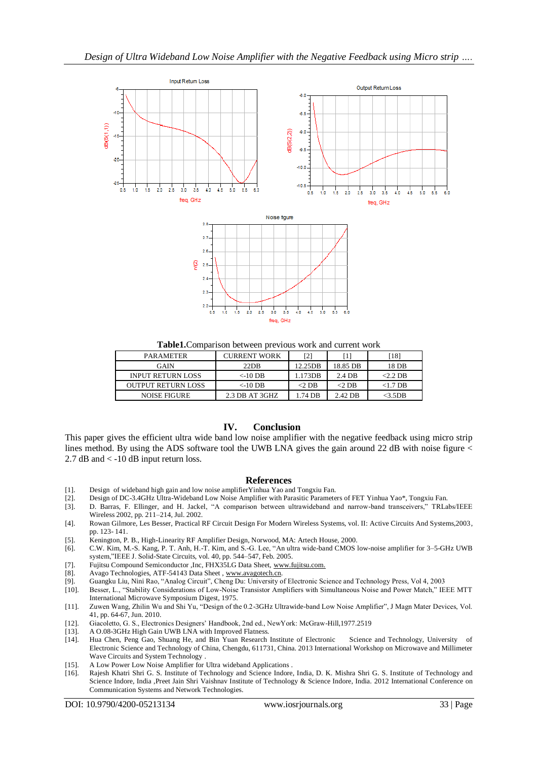**Table1.**Comparison between previous work and current work

| PARAMETER | CURRENT WORK | [2] | [1] | [18] |
|---|---|---|---|---|
| GAIN | 22DB | 12.25DB | 18.85 DB | 18 DB |
| INPUT RETURN LOSS | <-10 DB | 1.173DB | 2.4 DB | <2.2 DB |
| OUTPUT RETURN LOSS | <-10 DB | <2 DB | <2 DB | <1.7 DB |
| NOISE FIGURE | 2.3 DB AT 3GHZ | 1.74 DB | 2.42 DB | <3.5DB |

## IV. Conclusion

This paper gives the efficient ultra wide band low noise amplifier with the negative feedback using micro strip lines method. By using the ADS software tool the UWB LNA gives the gain around 22 dB with noise figure < 2.7 dB and < -10 dB input return loss.

## References

[1]. Design of wideband high gain and low noise amplifierYinhua Yao and Tongxiu Fan.
[2]. Design of DC-3.4GHz Ultra-Wideband Low Noise Amplifier with Parasitic Parameters of FET Yinhua Yao*, Tongxiu Fan.
[3]. D. Barras, F. Ellinger, and H. Jackel, "A comparison between ultrawideband and narrow-band transceivers," TRLabs/IEEE Wireless 2002, pp. 211–214, Jul. 2002.
[4]. Rowan Gilmore, Les Besser, Practical RF Circuit Design For Modern Wireless Systems, vol. II: Active Circuits And Systems,2003, pp. 123- 141.
[5]. Kenington, P. B., High-Linearity RF Amplifier Design, Norwood, MA: Artech House, 2000.
[6]. C.W. Kim, M.-S. Kang, P. T. Anh, H.-T. Kim, and S.-G. Lee, "An ultra wide-band CMOS low-noise amplifier for 3–5-GHz UWB system,"IEEE J. Solid-State Circuits, vol. 40, pp. 544–547, Feb. 2005.
[7]. Fujitsu Compound Semiconductor ,Inc, FHX35LG Data Sheet, www.fujitsu.com.
[8]. Avago Technologies, ATF-54143 Data Sheet , www.avagotech.cn.
[9]. Guangku Liu, Nini Rao, "Analog Circuit", Cheng Du: University of Electronic Science and Technology Press, Vol 4, 2003
[10]. Besser, L., "Stability Considerations of Low-Noise Transistor Amplifiers with Simultaneous Noise and Power Match," IEEE MTT International Microwave Symposium Digest, 1975.
[11]. Zuwen Wang, Zhilin Wu and Shi Yu, "Design of the 0.2-3GHz Ultrawide-band Low Noise Amplifier," J Magn Mater Devices, Vol. 41, pp. 64-67, Jun. 2010.
[12]. Giacoletto, G. S., Electronics Designers' Handbook, 2nd ed., NewYork: McGraw-Hill,1977.2519
[13]. A O.08-3GHz High Gain UWB LNA with Improved Flatness.
[14]. Hua Chen, Peng Gao, Shuang He, and Bin Yuan Research Institute of Electronic Science and Technology, University of Electronic Science and Technology of China, Chengdu, 611731, China. 2013 International Workshop on Microwave and Millimeter Wave Circuits and System Technology .
[15]. A Low Power Low Noise Amplifier for Ultra wideband Applications .
[16]. Rajesh Khatri Shri G. S. Institute of Technology and Science Indore, India, D. K. Mishra Shri G. S. Institute of Technology and Science Indore, India ,Preet Jain Shri Vaishnav Institute of Technology & Science Indore, India. 2012 International Conference on Communication Systems and Network Technologies.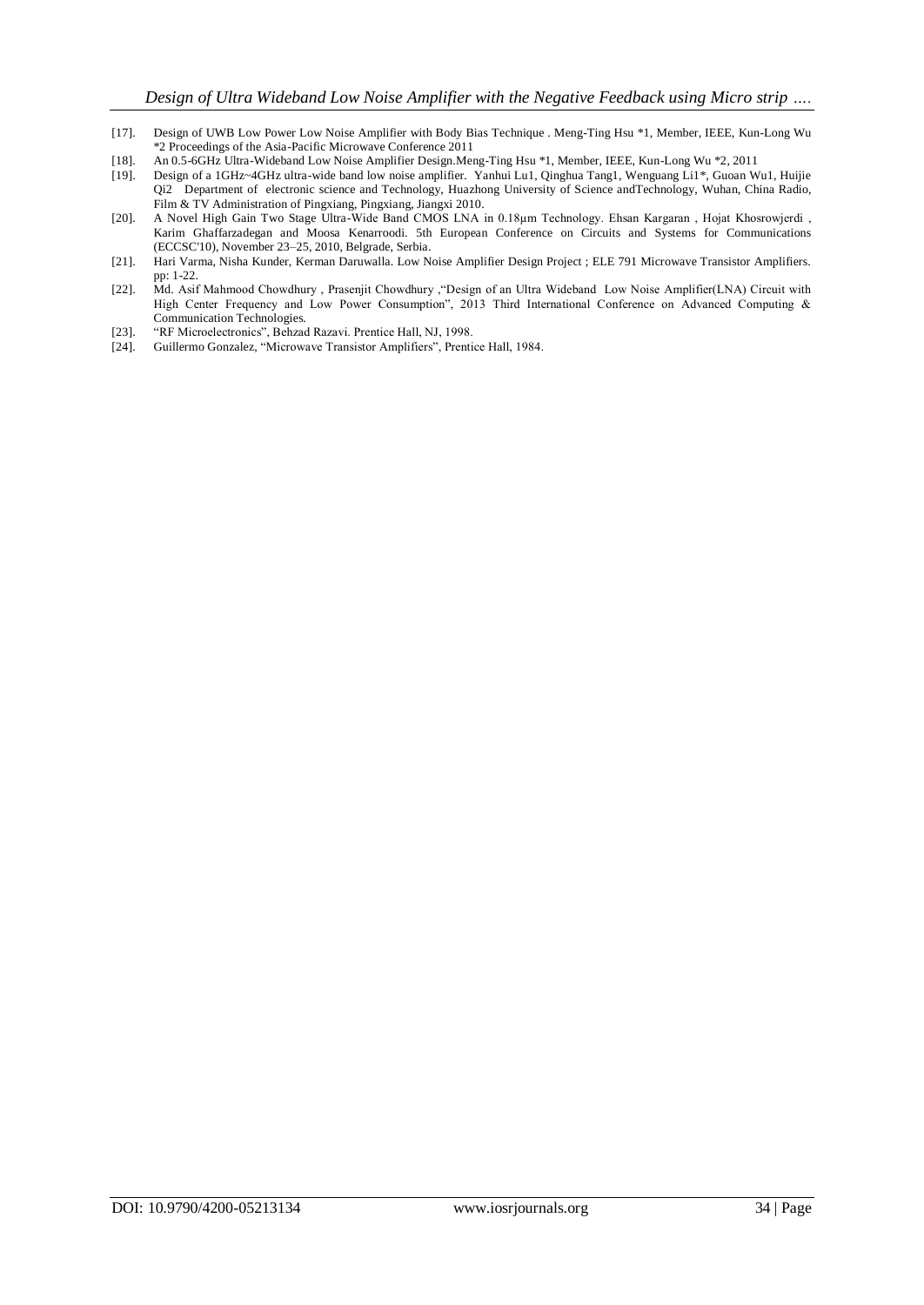[17]. Design of UWB Low Power Low Noise Amplifier with Body Bias Technique . Meng-Ting Hsu *1, Member, IEEE, Kun-Long Wu *2 Proceedings of the Asia-Pacific Microwave Conference 2011

[18]. An 0.5-6GHz Ultra-Wideband Low Noise Amplifier Design.Meng-Ting Hsu *1, Member, IEEE, Kun-Long Wu *2, 2011

[19]. Design of a 1GHz~4GHz ultra-wide band low noise amplifier. Yanhui Lu1, Qinghua Tang1, Wenguang Li1*, Guoan Wu1, Huijie Qi2 Department of electronic science and Technology, Huazhong University of Science andTechnology, Wuhan, China Radio, Film & TV Administration of Pingxiang, Pingxiang, Jiangxi 2010.

[20]. A Novel High Gain Two Stage Ultra-Wide Band CMOS LNA in 0.18μm Technology. Ehsan Kargaran , Hojat Khosrowjerdi , Karim Ghaffarzadegan and Moosa Kenarroodi. 5th European Conference on Circuits and Systems for Communications (ECCSC'10), November 23–25, 2010, Belgrade, Serbia.

[21]. Hari Varma, Nisha Kunder, Kerman Daruwalla. Low Noise Amplifier Design Project ; ELE 791 Microwave Transistor Amplifiers. pp: 1-22.

[22]. Md. Asif Mahmood Chowdhury , Prasenjit Chowdhury ,"Design of an Ultra Wideband Low Noise Amplifier(LNA) Circuit with High Center Frequency and Low Power Consumption", 2013 Third International Conference on Advanced Computing & Communication Technologies.

[23]. "RF Microelectronics", Behzad Razavi. Prentice Hall, NJ, 1998.

[24]. Guillermo Gonzalez, "Microwave Transistor Amplifiers", Prentice Hall, 1984.